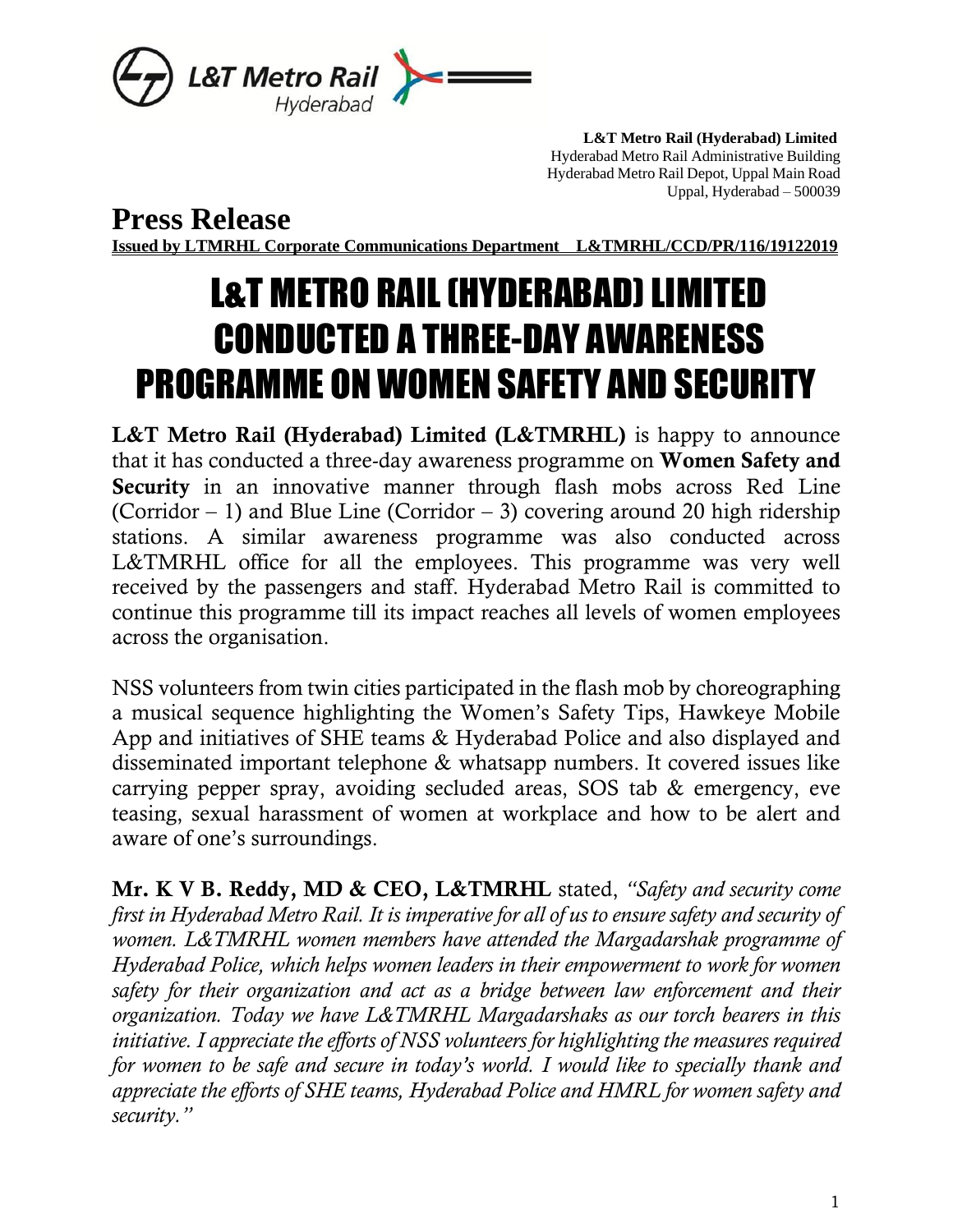**L&T Metro Rail (Hyderabad) Limited**
Hyderabad Metro Rail Administrative Building
Hyderabad Metro Rail Depot, Uppal Main Road
Uppal, Hyderabad – 500039

# Press Release

**Issued by LTMRHL Corporate Communications Department L&TMRHL/CCD/PR/116/19122019**

# L&T METRO RAIL (HYDERABAD) LIMITED CONDUCTED A THREE-DAY AWARENESS PROGRAMME ON WOMEN SAFETY AND SECURITY

**L&T Metro Rail (Hyderabad) Limited (L&TMRHL)** is happy to announce that it has conducted a three-day awareness programme on **Women Safety and Security** in an innovative manner through flash mobs across Red Line (Corridor – 1) and Blue Line (Corridor – 3) covering around 20 high ridership stations. A similar awareness programme was also conducted across L&TMRHL office for all the employees. This programme was very well received by the passengers and staff. Hyderabad Metro Rail is committed to continue this programme till its impact reaches all levels of women employees across the organisation.

NSS volunteers from twin cities participated in the flash mob by choreographing a musical sequence highlighting the Women's Safety Tips, Hawkeye Mobile App and initiatives of SHE teams & Hyderabad Police and also displayed and disseminated important telephone & whatsapp numbers. It covered issues like carrying pepper spray, avoiding secluded areas, SOS tab & emergency, eve teasing, sexual harassment of women at workplace and how to be alert and aware of one's surroundings.

**Mr. K V B. Reddy, MD & CEO, L&TMRHL** stated, *"Safety and security come first in Hyderabad Metro Rail. It is imperative for all of us to ensure safety and security of women. L&TMRHL women members have attended the Margadarshak programme of Hyderabad Police, which helps women leaders in their empowerment to work for women safety for their organization and act as a bridge between law enforcement and their organization. Today we have L&TMRHL Margadarshaks as our torch bearers in this initiative. I appreciate the efforts of NSS volunteers for highlighting the measures required for women to be safe and secure in today's world. I would like to specially thank and appreciate the efforts of SHE teams, Hyderabad Police and HMRL for women safety and security."*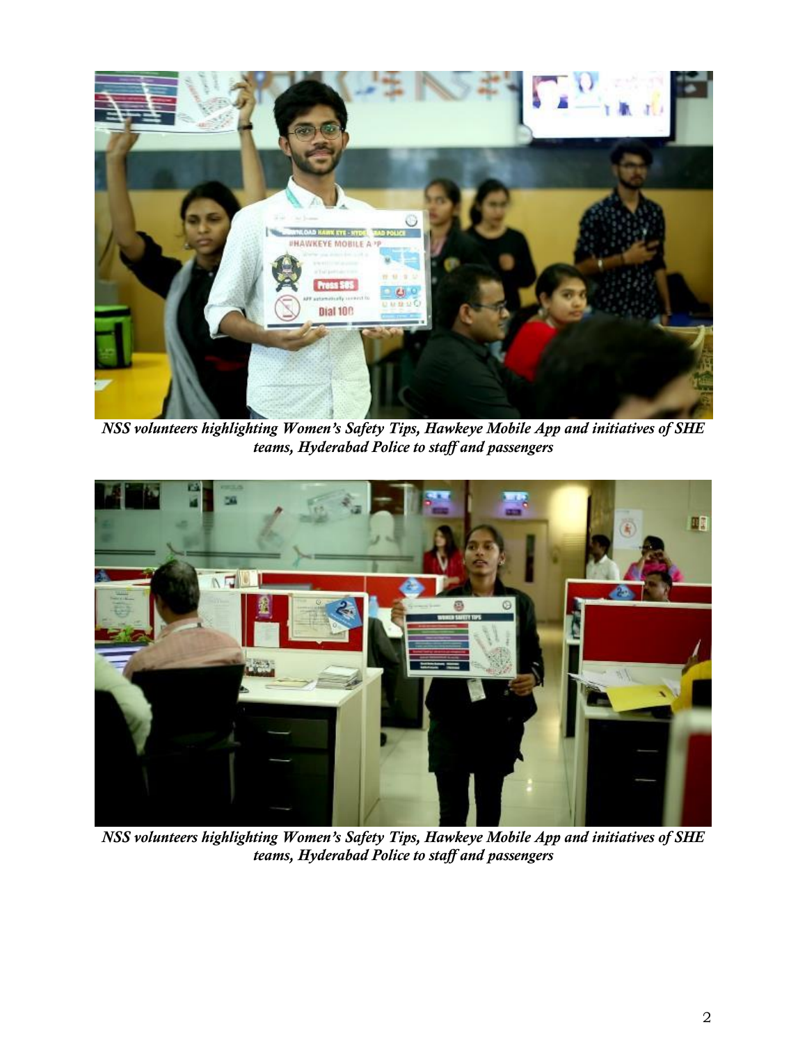*NSS volunteers highlighting Women's Safety Tips, Hawkeye Mobile App and initiatives of SHE teams, Hyderabad Police to staff and passengers*

*NSS volunteers highlighting Women's Safety Tips, Hawkeye Mobile App and initiatives of SHE teams, Hyderabad Police to staff and passengers*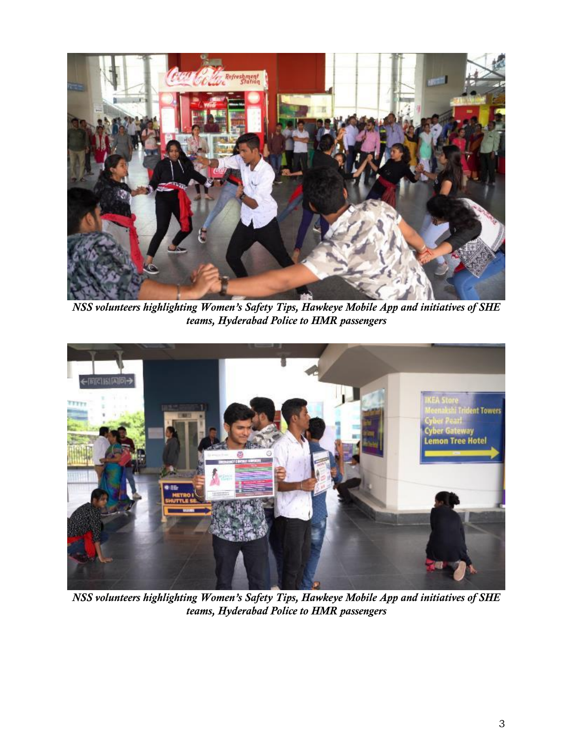*NSS volunteers highlighting Women's Safety Tips, Hawkeye Mobile App and initiatives of SHE teams, Hyderabad Police to HMR passengers*

*NSS volunteers highlighting Women's Safety Tips, Hawkeye Mobile App and initiatives of SHE teams, Hyderabad Police to HMR passengers*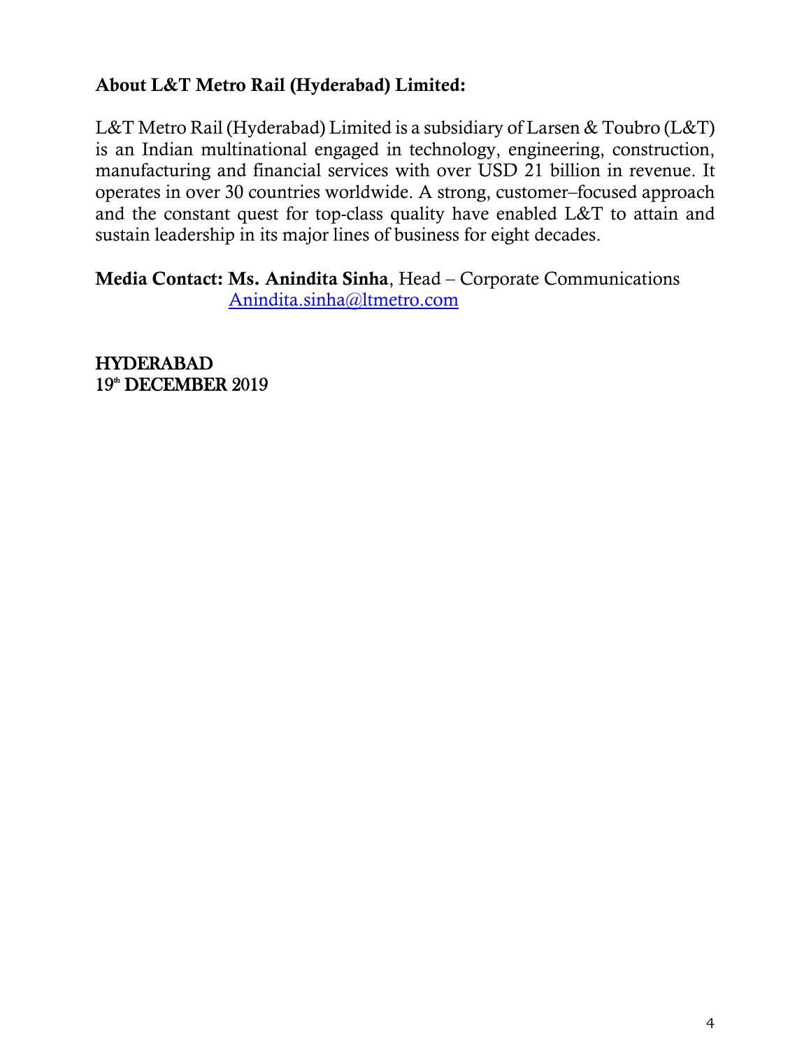**About L&T Metro Rail (Hyderabad) Limited:**

L&T Metro Rail (Hyderabad) Limited is a subsidiary of Larsen & Toubro (L&T) is an Indian multinational engaged in technology, engineering, construction, manufacturing and financial services with over USD 21 billion in revenue. It operates in over 30 countries worldwide. A strong, customer–focused approach and the constant quest for top-class quality have enabled L&T to attain and sustain leadership in its major lines of business for eight decades.

**Media Contact: Ms. Anindita Sinha**, Head – Corporate Communications
Anindita.sinha@ltmetro.com

HYDERABAD
19th DECEMBER 2019